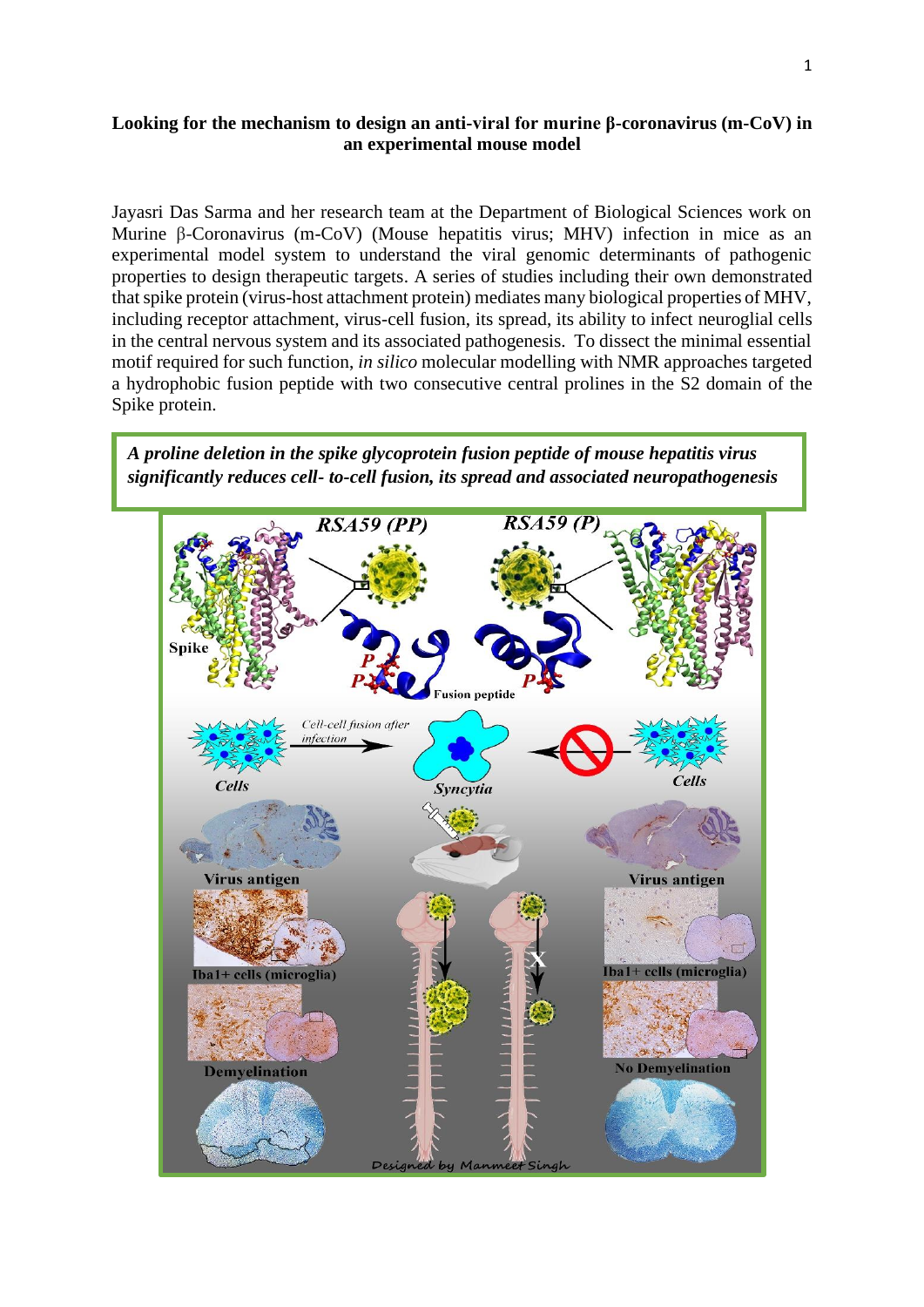**Looking for the mechanism to design an anti-viral for murine β-coronavirus (m-CoV) in an experimental mouse model**

Jayasri Das Sarma and her research team at the Department of Biological Sciences work on Murine β-Coronavirus (m-CoV) (Mouse hepatitis virus; MHV) infection in mice as an experimental model system to understand the viral genomic determinants of pathogenic properties to design therapeutic targets. A series of studies including their own demonstrated that spike protein (virus-host attachment protein) mediates many biological properties of MHV, including receptor attachment, virus-cell fusion, its spread, its ability to infect neuroglial cells in the central nervous system and its associated pathogenesis. To dissect the minimal essential motif required for such function, *in silico* molecular modelling with NMR approaches targeted a hydrophobic fusion peptide with two consecutive central prolines in the S2 domain of the Spike protein.

***A proline deletion in the spike glycoprotein fusion peptide of mouse hepatitis virus significantly reduces cell- to-cell fusion, its spread and associated neuropathogenesis***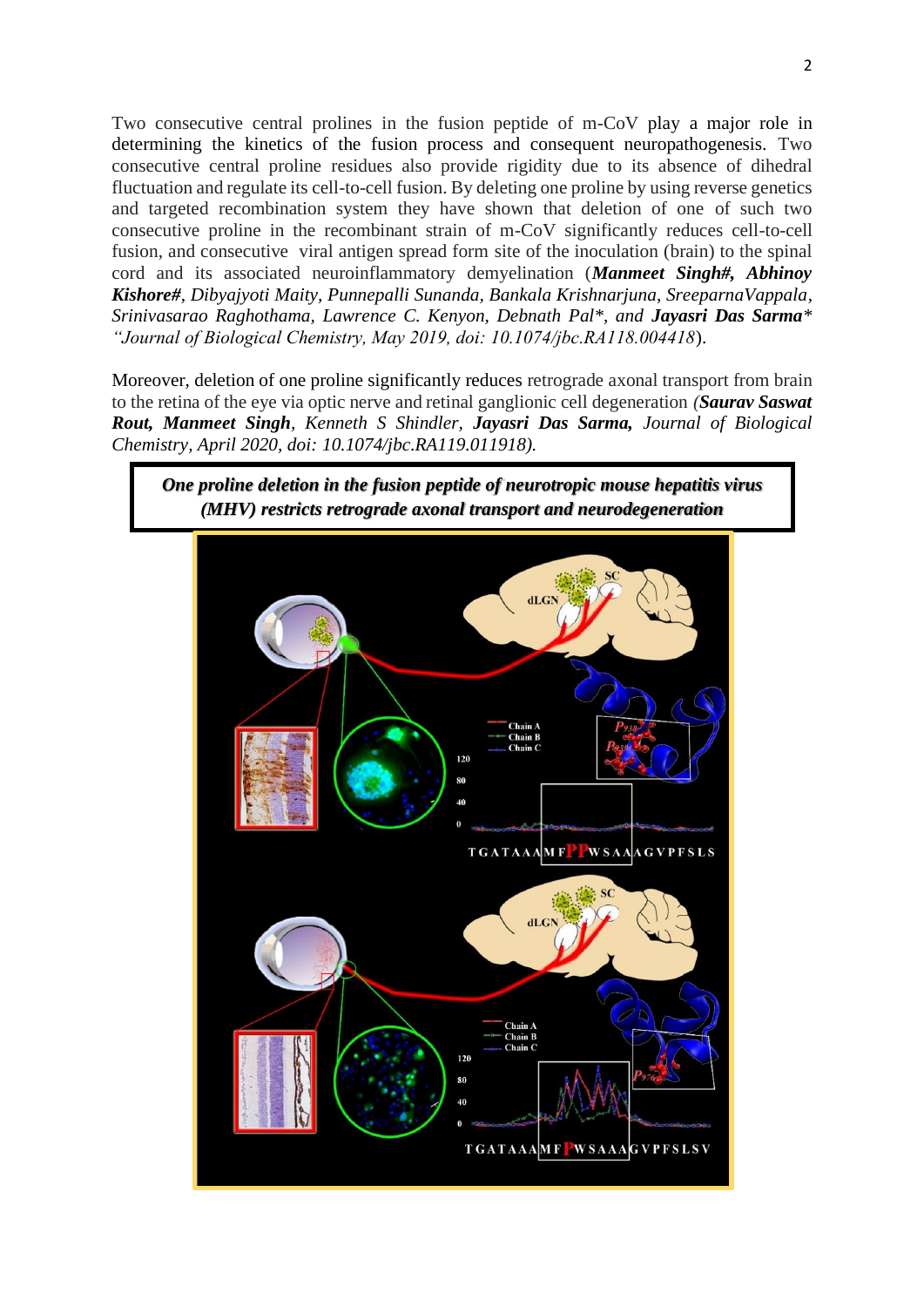Two consecutive central prolines in the fusion peptide of m-CoV play a major role in determining the kinetics of the fusion process and consequent neuropathogenesis. Two consecutive central proline residues also provide rigidity due to its absence of dihedral fluctuation and regulate its cell-to-cell fusion. By deleting one proline by using reverse genetics and targeted recombination system they have shown that deletion of one of such two consecutive proline in the recombinant strain of m-CoV significantly reduces cell-to-cell fusion, and consecutive viral antigen spread form site of the inoculation (brain) to the spinal cord and its associated neuroinflammatory demyelination (***Manmeet Singh#, Abhinoy Kishore#***, *Dibyajyoti Maity, Punnepalli Sunanda, Bankala Krishnarjuna, SreeparnaVappala, Srinivasarao Raghothama, Lawrence C. Kenyon, Debnath Pal\*, and* ***Jayasri Das Sarma****\* "Journal of Biological Chemistry, May 2019, doi: 10.1074/jbc.RA118.004418*).

Moreover, deletion of one proline significantly reduces retrograde axonal transport from brain to the retina of the eye via optic nerve and retinal ganglionic cell degeneration *(**Saurav Saswat Rout, Manmeet Singh**, Kenneth S Shindler, **Jayasri Das Sarma,** Journal of Biological Chemistry, April 2020, doi: 10.1074/jbc.RA119.011918).*

***One proline deletion in the fusion peptide of neurotropic mouse hepatitis virus (MHV) restricts retrograde axonal transport and neurodegeneration***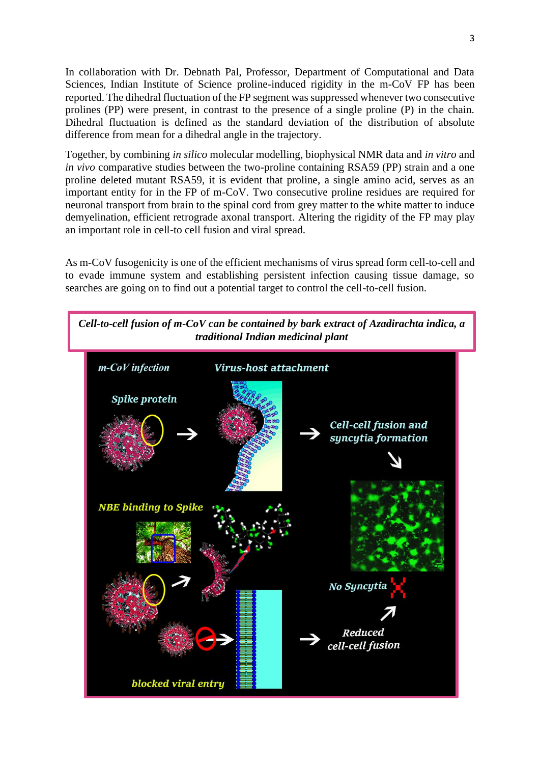In collaboration with Dr. Debnath Pal, Professor, Department of Computational and Data Sciences, Indian Institute of Science proline-induced rigidity in the m-CoV FP has been reported. The dihedral fluctuation of the FP segment was suppressed whenever two consecutive prolines (PP) were present, in contrast to the presence of a single proline (P) in the chain. Dihedral fluctuation is defined as the standard deviation of the distribution of absolute difference from mean for a dihedral angle in the trajectory.

Together, by combining *in silico* molecular modelling, biophysical NMR data and *in vitro* and *in vivo* comparative studies between the two-proline containing RSA59 (PP) strain and a one proline deleted mutant RSA59, it is evident that proline, a single amino acid, serves as an important entity for in the FP of m-CoV. Two consecutive proline residues are required for neuronal transport from brain to the spinal cord from grey matter to the white matter to induce demyelination, efficient retrograde axonal transport. Altering the rigidity of the FP may play an important role in cell-to cell fusion and viral spread.

As m-CoV fusogenicity is one of the efficient mechanisms of virus spread form cell-to-cell and to evade immune system and establishing persistent infection causing tissue damage, so searches are going on to find out a potential target to control the cell-to-cell fusion.

***Cell-to-cell fusion of m-CoV can be contained by bark extract of Azadirachta indica, a traditional Indian medicinal plant***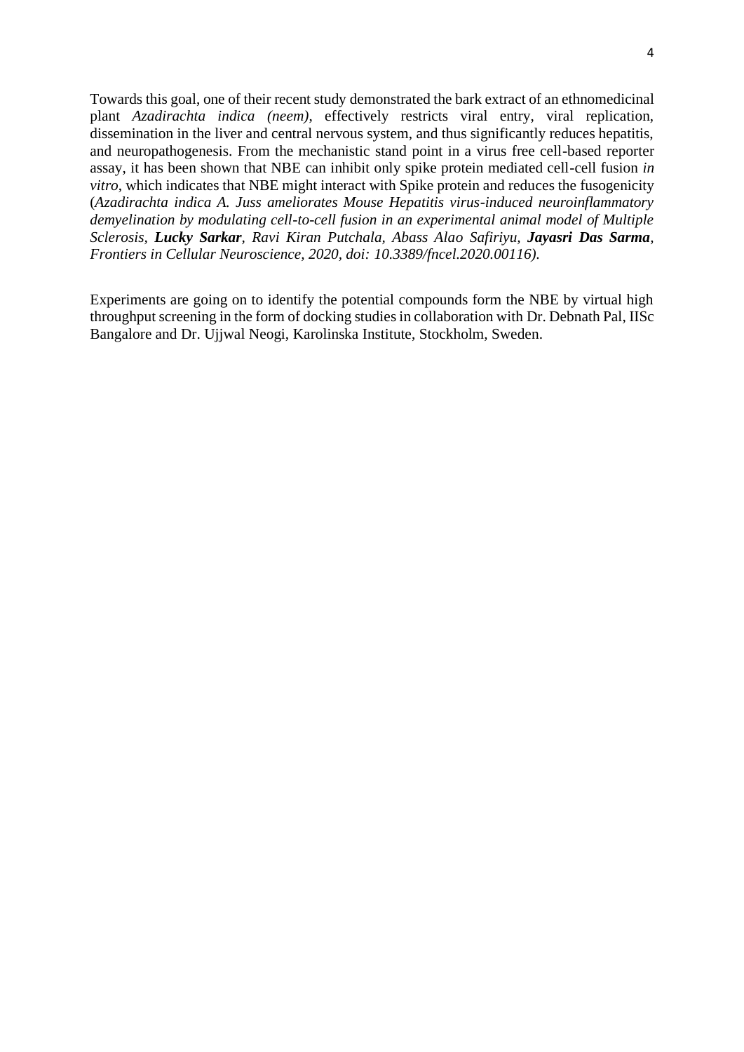Towards this goal, one of their recent study demonstrated the bark extract of an ethnomedicinal plant *Azadirachta indica (neem)*, effectively restricts viral entry, viral replication, dissemination in the liver and central nervous system, and thus significantly reduces hepatitis, and neuropathogenesis. From the mechanistic stand point in a virus free cell-based reporter assay, it has been shown that NBE can inhibit only spike protein mediated cell-cell fusion *in vitro*, which indicates that NBE might interact with Spike protein and reduces the fusogenicity (*Azadirachta indica A. Juss ameliorates Mouse Hepatitis virus-induced neuroinflammatory demyelination by modulating cell-to-cell fusion in an experimental animal model of Multiple Sclerosis, **Lucky Sarkar**, Ravi Kiran Putchala, Abass Alao Safiriyu, **Jayasri Das Sarma**, Frontiers in Cellular Neuroscience, 2020, doi: 10.3389/fncel.2020.00116).*

Experiments are going on to identify the potential compounds form the NBE by virtual high throughput screening in the form of docking studies in collaboration with Dr. Debnath Pal, IISc Bangalore and Dr. Ujjwal Neogi, Karolinska Institute, Stockholm, Sweden.